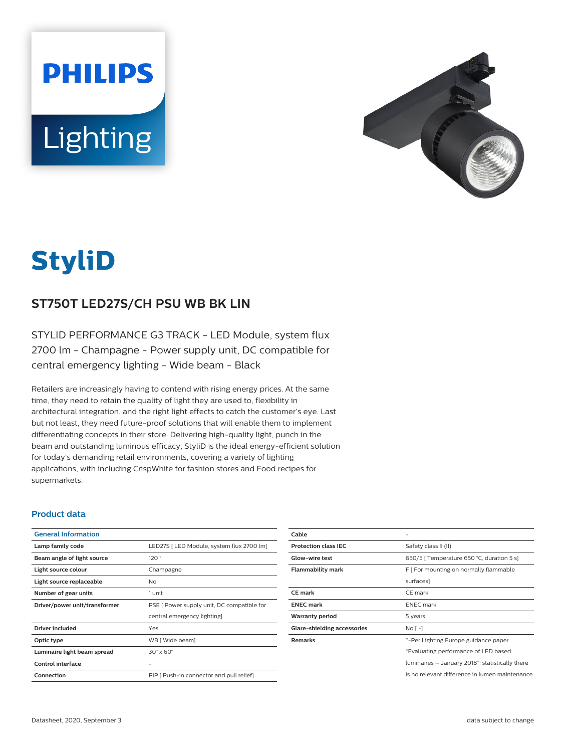# StyliD

## ST750T LED27S/CH PSU WB BK LIN

STYLID PERFORMANCE G3 TRACK - LED Module, system flux 2700 lm - Champagne - Power supply unit, DC compatible for central emergency lighting - Wide beam - Black

Retailers are increasingly having to contend with rising energy prices. At the same time, they need to retain the quality of light they are used to, flexibility in architectural integration, and the right light effects to catch the customer's eye. Last but not least, they need future-proof solutions that will enable them to implement differentiating concepts in their store. Delivering high-quality light, punch in the beam and outstanding luminous efficacy, StyliD is the ideal energy-efficient solution for today's demanding retail environments, covering a variety of lighting applications, with including CrispWhite for fashion stores and Food recipes for supermarkets.

### Product data

| General Information | |
|---|---|
| **Lamp family code** | LED27S [ LED Module, system flux 2700 lm] |
| **Beam angle of light source** | 120 ° |
| **Light source colour** | Champagne |
| **Light source replaceable** | No |
| **Number of gear units** | 1 unit |
| **Driver/power unit/transformer** | PSE [ Power supply unit, DC compatible for central emergency lighting] |
| **Driver included** | Yes |
| **Optic type** | WB [ Wide beam] |
| **Luminaire light beam spread** | 30° x 60° |
| **Control interface** | - |
| **Connection** | PIP [ Push-in connector and pull relief] |
| **Cable** | - |
| **Protection class IEC** | Safety class II (II) |
| **Glow-wire test** | 650/5 [ Temperature 650 °C, duration 5 s] |
| **Flammability mark** | F [ For mounting on normally flammable surfaces] |
| **CE mark** | CE mark |
| **ENEC mark** | ENEC mark |
| **Warranty period** | 5 years |
| **Glare-shielding accessories** | No [ -] |
| **Remarks** | *-Per Lighting Europe guidance paper "Evaluating performance of LED based luminaires – January 2018": statistically there is no relevant difference in lumen maintenance |

Datasheet, 2020, September 3

data subject to change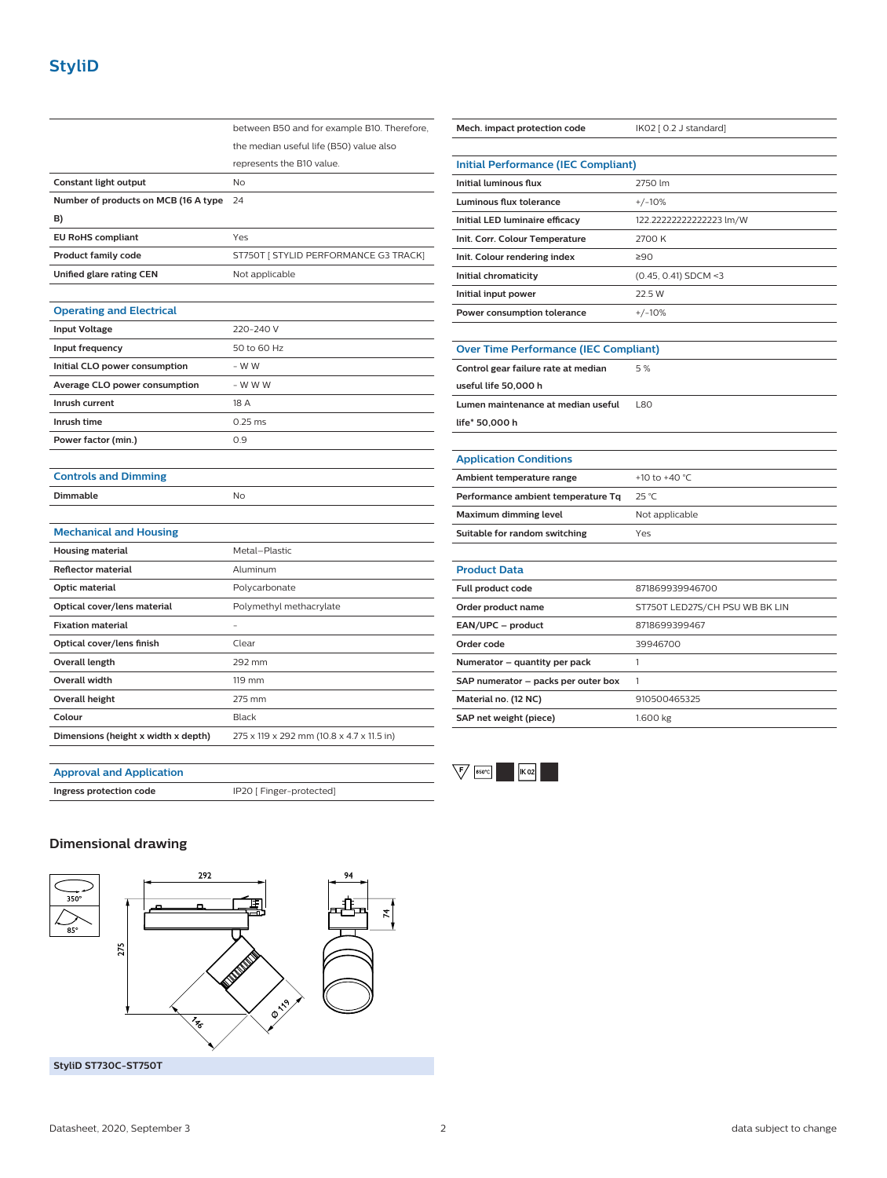# StyliD

| | |
|---|---|
| | between B50 and for example B10. Therefore, the median useful life (B50) value also represents the B10 value. |
| **Constant light output** | No |
| **Number of products on MCB (16 A type B)** | 24 |
| **EU RoHS compliant** | Yes |
| **Product family code** | ST750T [ STYLID PERFORMANCE G3 TRACK] |
| **Unified glare rating CEN** | Not applicable |

## Operating and Electrical

| | |
|---|---|
| **Input Voltage** | 220-240 V |
| **Input frequency** | 50 to 60 Hz |
| **Initial CLO power consumption** | - W W |
| **Average CLO power consumption** | - W W W |
| **Inrush current** | 18 A |
| **Inrush time** | 0.25 ms |
| **Power factor (min.)** | 0.9 |

## Controls and Dimming

| | |
|---|---|
| **Dimmable** | No |

## Mechanical and Housing

| | |
|---|---|
| **Housing material** | Metal–Plastic |
| **Reflector material** | Aluminum |
| **Optic material** | Polycarbonate |
| **Optical cover/lens material** | Polymethyl methacrylate |
| **Fixation material** | - |
| **Optical cover/lens finish** | Clear |
| **Overall length** | 292 mm |
| **Overall width** | 119 mm |
| **Overall height** | 275 mm |
| **Colour** | Black |
| **Dimensions (height x width x depth)** | 275 x 119 x 292 mm (10.8 x 4.7 x 11.5 in) |

## Approval and Application

| | |
|---|---|
| **Ingress protection code** | IP20 [ Finger-protected] |
| **Mech. impact protection code** | IK02 [ 0.2 J standard] |

## Initial Performance (IEC Compliant)

| | |
|---|---|
| **Initial luminous flux** | 2750 lm |
| **Luminous flux tolerance** | +/-10% |
| **Initial LED luminaire efficacy** | 122.22222222222223 lm/W |
| **Init. Corr. Colour Temperature** | 2700 K |
| **Init. Colour rendering index** | ≥90 |
| **Initial chromaticity** | (0.45, 0.41) SDCM <3 |
| **Initial input power** | 22.5 W |
| **Power consumption tolerance** | +/-10% |

## Over Time Performance (IEC Compliant)

| | |
|---|---|
| **Control gear failure rate at median useful life 50,000 h** | 5 % |
| **Lumen maintenance at median useful life* 50,000 h** | L80 |

## Application Conditions

| | |
|---|---|
| **Ambient temperature range** | +10 to +40 °C |
| **Performance ambient temperature Tq** | 25 °C |
| **Maximum dimming level** | Not applicable |
| **Suitable for random switching** | Yes |

## Product Data

| | |
|---|---|
| **Full product code** | 871869939946700 |
| **Order product name** | ST750T LED27S/CH PSU WB BK LIN |
| **EAN/UPC – product** | 8718699399467 |
| **Order code** | 39946700 |
| **Numerator – quantity per pack** | 1 |
| **SAP numerator – packs per outer box** | 1 |
| **Material no. (12 NC)** | 910500465325 |
| **SAP net weight (piece)** | 1.600 kg |

F 850°C IK02

## Dimensional drawing

350° 85° 292 94 74 275 146 Ø 119

**StyliD ST730C-ST750T**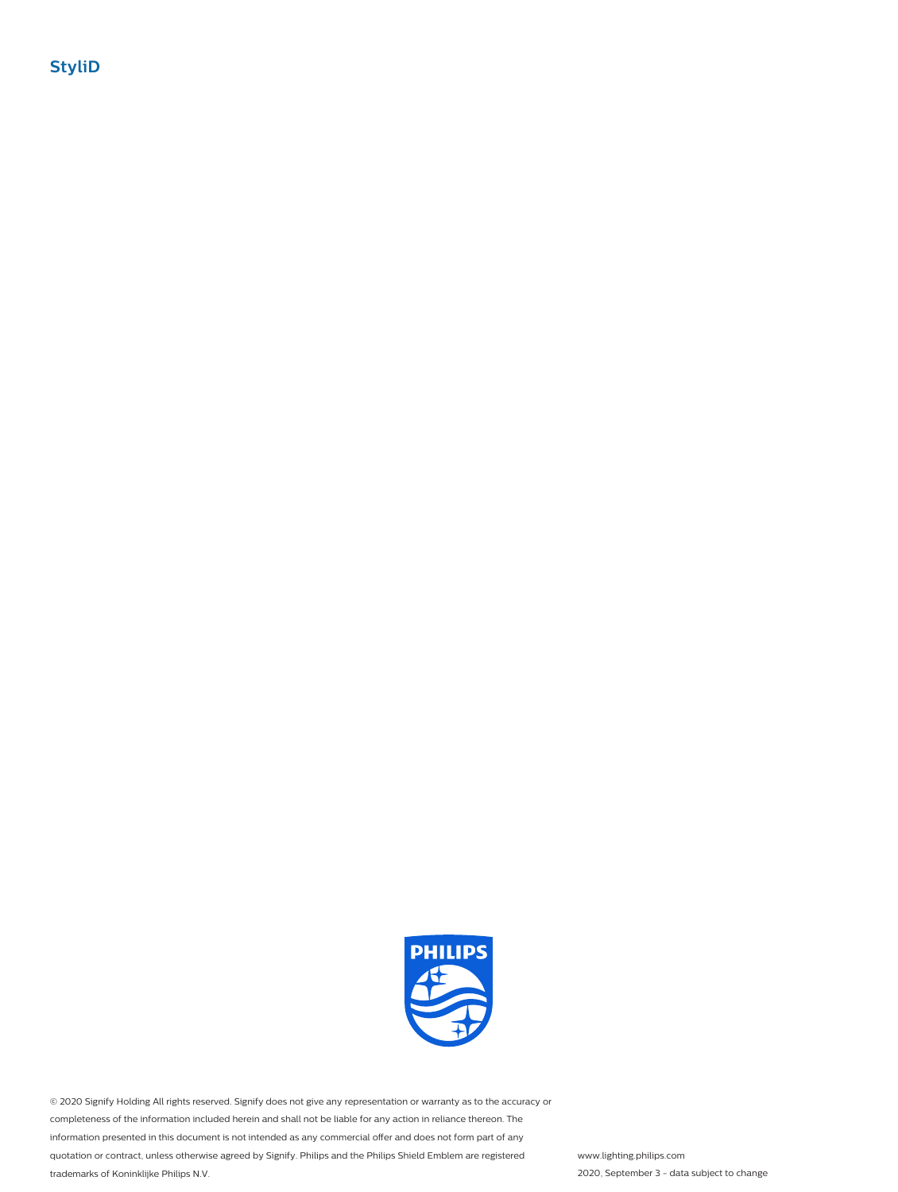StyliD

© 2020 Signify Holding All rights reserved. Signify does not give any representation or warranty as to the accuracy or completeness of the information included herein and shall not be liable for any action in reliance thereon. The information presented in this document is not intended as any commercial offer and does not form part of any quotation or contract, unless otherwise agreed by Signify. Philips and the Philips Shield Emblem are registered trademarks of Koninklijke Philips N.V.

www.lighting.philips.com

2020, September 3 - data subject to change